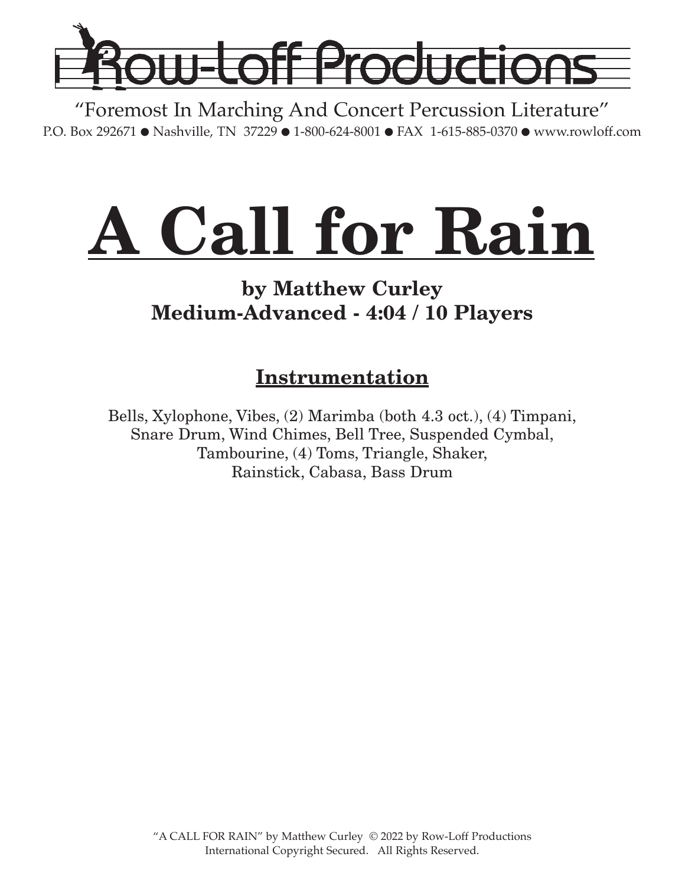# Row-Loff Productions

"Foremost In Marching And Concert Percussion Literature"

P.O. Box 292671 ● Nashville, TN 37229 ● 1-800-624-8001 ● FAX 1-615-885-0370 ● www.rowloff.com

# A Call for Rain

### by Matthew Curley
### Medium-Advanced - 4:04 / 10 Players

## Instrumentation

Bells, Xylophone, Vibes, (2) Marimba (both 4.3 oct.), (4) Timpani,
Snare Drum, Wind Chimes, Bell Tree, Suspended Cymbal,
Tambourine, (4) Toms, Triangle, Shaker,
Rainstick, Cabasa, Bass Drum

"A CALL FOR RAIN" by Matthew Curley © 2022 by Row-Loff Productions
International Copyright Secured. All Rights Reserved.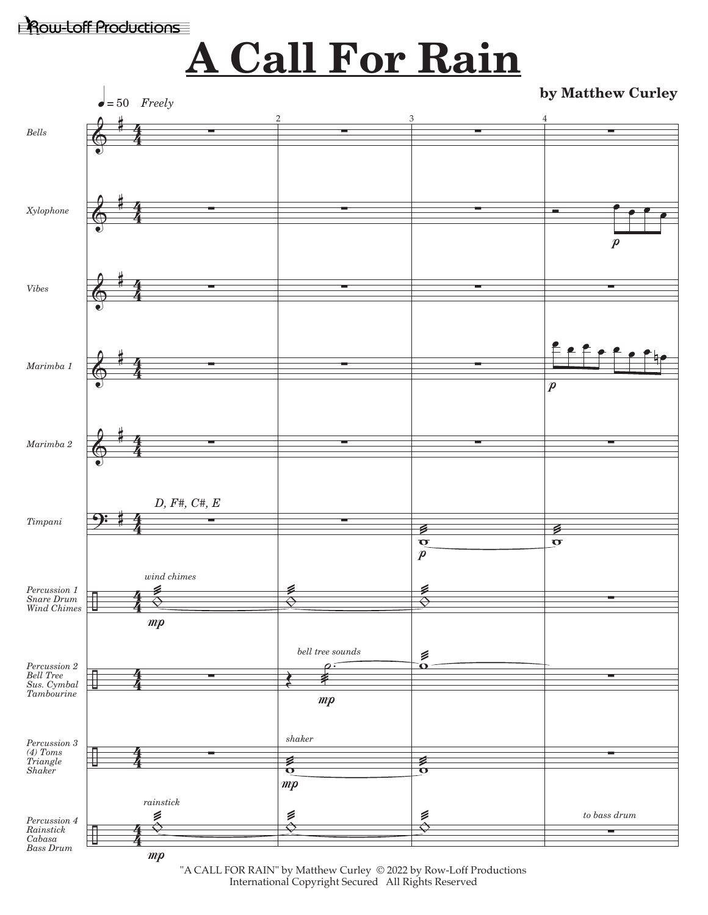Row-Loff Productions

# A Call For Rain

**by Matthew Curley**

"A CALL FOR RAIN" by Matthew Curley © 2022 by Row-Loff Productions
International Copyright Secured All Rights Reserved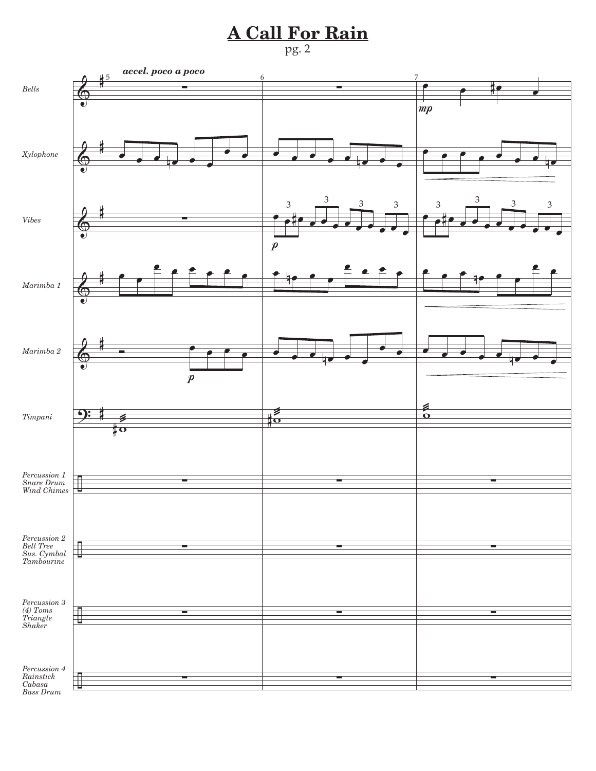# A Call For Rain

pg. 2

*accel. poco a poco*

*Bells*

*Xylophone*

*Vibes*

*Marimba 1*

*Marimba 2*

*Timpani*

*Percussion 1*
*Snare Drum*
*Wind Chimes*

*Percussion 2*
*Bell Tree*
*Sus. Cymbal*
*Tambourine*

*Percussion 3*
*(4) Toms*
*Triangle*
*Shaker*

*Percussion 4*
*Rainstick*
*Cabasa*
*Bass Drum*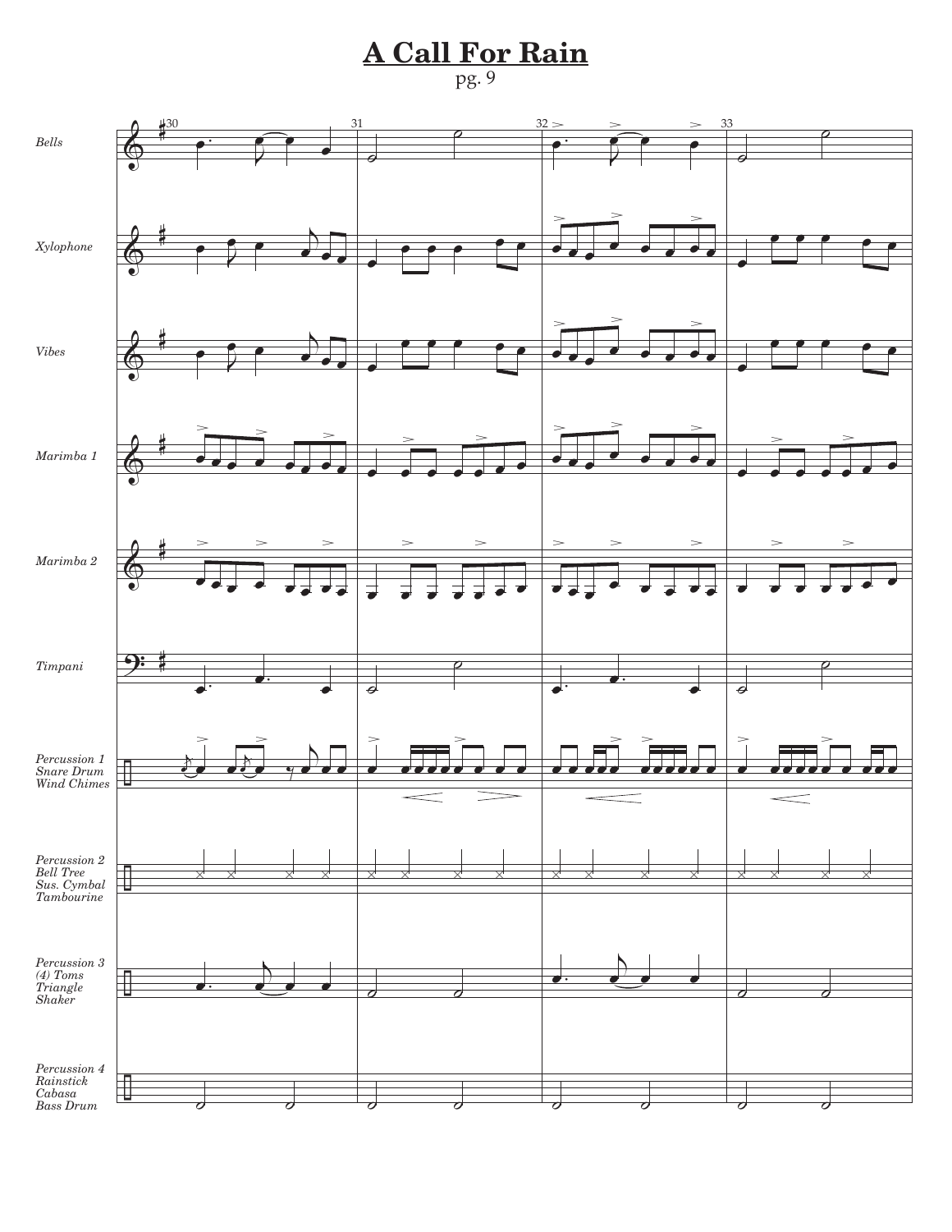# A Call For Rain

pg. 9

Bells

Xylophone

Vibes

Marimba 1

Marimba 2

Timpani

Percussion 1
Snare Drum
Wind Chimes

Percussion 2
Bell Tree
Sus. Cymbal
Tambourine

Percussion 3
(4) Toms
Triangle
Shaker

Percussion 4
Rainstick
Cabasa
Bass Drum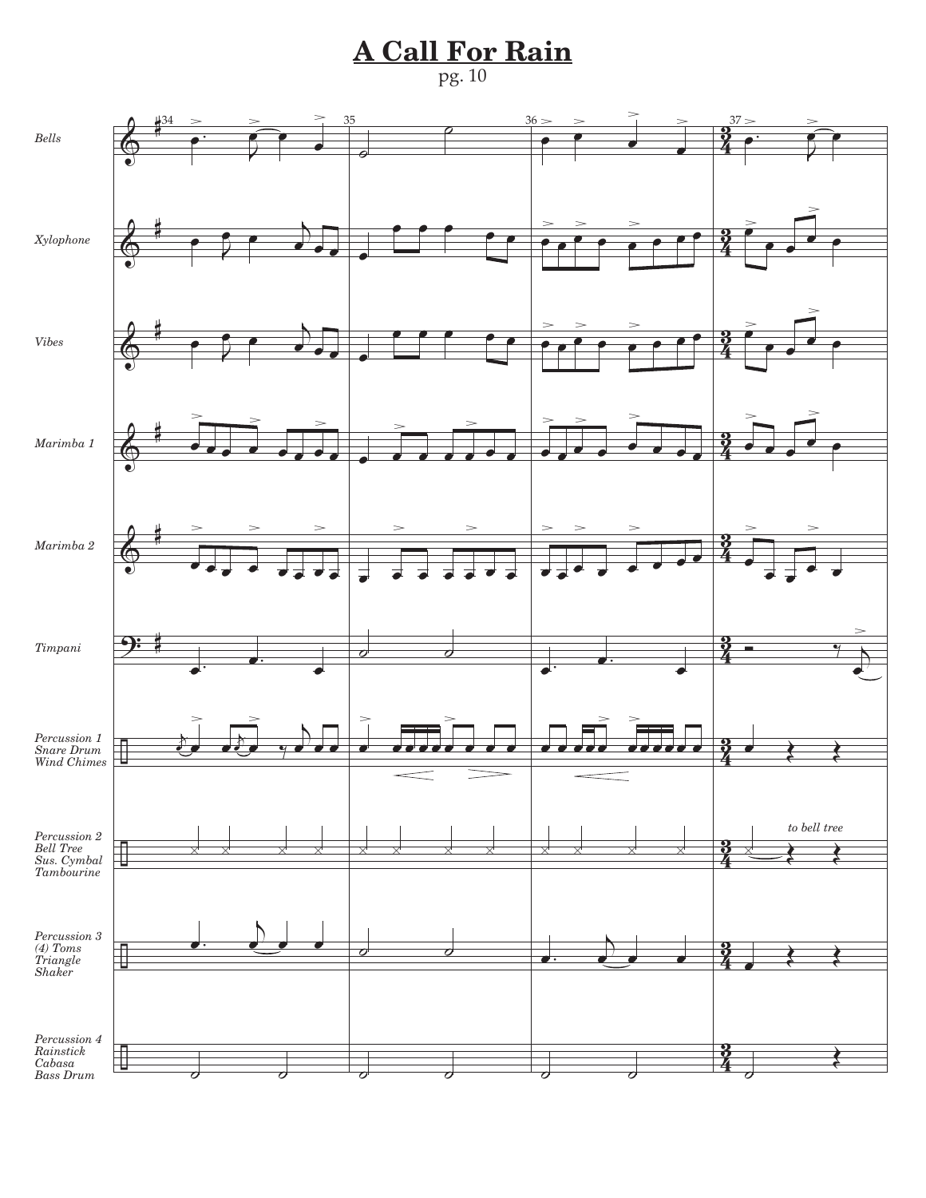# A Call For Rain

pg. 10

*Bells*

*Xylophone*

*Vibes*

*Marimba 1*

*Marimba 2*

*Timpani*

*Percussion 1*
*Snare Drum*
*Wind Chimes*

*Percussion 2*
*Bell Tree*
*Sus. Cymbal*
*Tambourine*

*to bell tree*

*Percussion 3*
*(4) Toms*
*Triangle*
*Shaker*

*Percussion 4*
*Rainstick*
*Cabasa*
*Bass Drum*